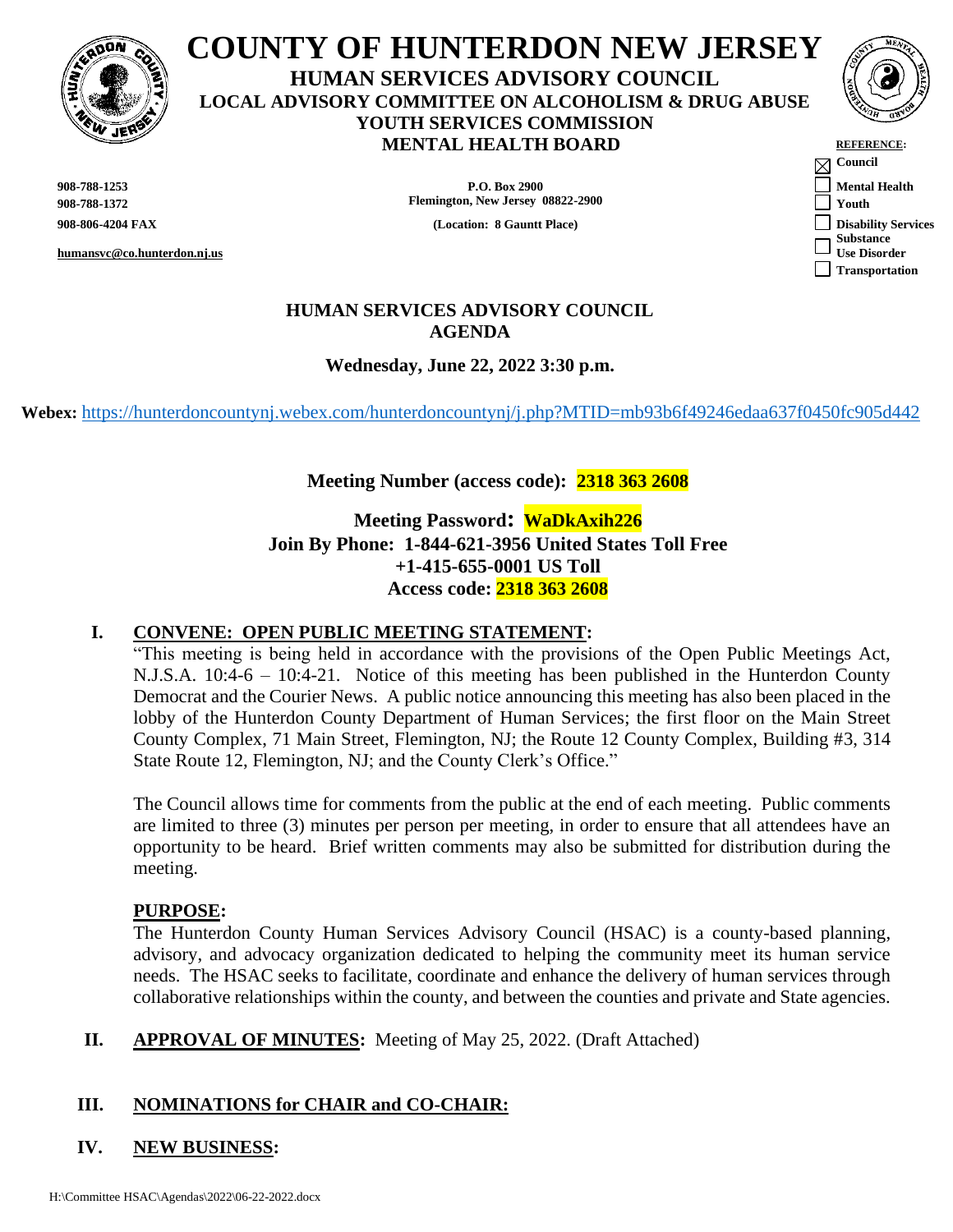# COUNTY OF HUNTERDON NEW JERSEY

**HUMAN SERVICES ADVISORY COUNCIL**
**LOCAL ADVISORY COMMITTEE ON ALCOHOLISM & DRUG ABUSE**
**YOUTH SERVICES COMMISSION**
**MENTAL HEALTH BOARD**

**REFERENCE:**

- ☒ Council
- ☐ Mental Health
- ☐ Youth
- ☐ Disability Services
- ☐ Substance Use Disorder
- ☐ Transportation

**908-788-1253**
**908-788-1372**
**908-806-4204 FAX**
**humansvc@co.hunterdon.nj.us**

**P.O. Box 2900**
**Flemington, New Jersey 08822-2900**
**(Location: 8 Gauntt Place)**

## HUMAN SERVICES ADVISORY COUNCIL AGENDA

**Wednesday, June 22, 2022 3:30 p.m.**

**Webex:** https://hunterdoncountynj.webex.com/hunterdoncountynj/j.php?MTID=mb93b6f49246edaa637f0450fc905d442

**Meeting Number (access code): 2318 363 2608**

**Meeting Password: WaDkAxih226**
**Join By Phone: 1-844-621-3956 United States Toll Free**
**+1-415-655-0001 US Toll**
**Access code: 2318 363 2608**

## I. CONVENE: OPEN PUBLIC MEETING STATEMENT:

"This meeting is being held in accordance with the provisions of the Open Public Meetings Act, N.J.S.A. 10:4-6 – 10:4-21. Notice of this meeting has been published in the Hunterdon County Democrat and the Courier News. A public notice announcing this meeting has also been placed in the lobby of the Hunterdon County Department of Human Services; the first floor on the Main Street County Complex, 71 Main Street, Flemington, NJ; the Route 12 County Complex, Building #3, 314 State Route 12, Flemington, NJ; and the County Clerk's Office."

The Council allows time for comments from the public at the end of each meeting. Public comments are limited to three (3) minutes per person per meeting, in order to ensure that all attendees have an opportunity to be heard. Brief written comments may also be submitted for distribution during the meeting.

**PURPOSE:**

The Hunterdon County Human Services Advisory Council (HSAC) is a county-based planning, advisory, and advocacy organization dedicated to helping the community meet its human service needs. The HSAC seeks to facilitate, coordinate and enhance the delivery of human services through collaborative relationships within the county, and between the counties and private and State agencies.

## II. APPROVAL OF MINUTES: Meeting of May 25, 2022. (Draft Attached)

## III. NOMINATIONS for CHAIR and CO-CHAIR:

## IV. NEW BUSINESS: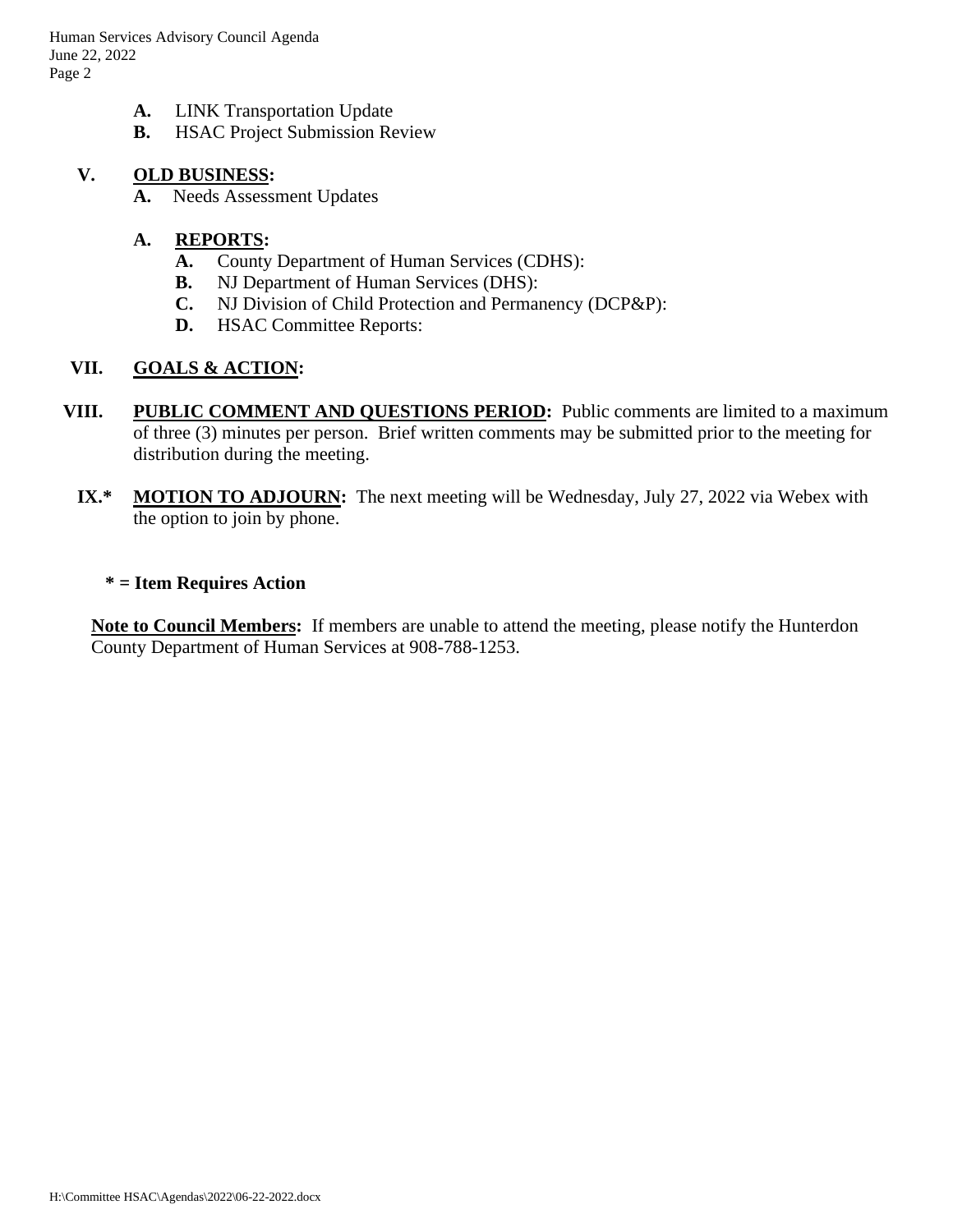- **A.** LINK Transportation Update
- **B.** HSAC Project Submission Review

**V. <u>OLD BUSINESS</u>:**

- **A.** Needs Assessment Updates

**A. <u>REPORTS</u>:**

- **A.** County Department of Human Services (CDHS):
- **B.** NJ Department of Human Services (DHS):
- **C.** NJ Division of Child Protection and Permanency (DCP&P):
- **D.** HSAC Committee Reports:

**VII. <u>GOALS & ACTION</u>:**

**VIII. <u>PUBLIC COMMENT AND QUESTIONS PERIOD</u>:** Public comments are limited to a maximum of three (3) minutes per person. Brief written comments may be submitted prior to the meeting for distribution during the meeting.

**IX.* <u>MOTION TO ADJOURN</u>:** The next meeting will be Wednesday, July 27, 2022 via Webex with the option to join by phone.

**\* = Item Requires Action**

**<u>Note to Council Members</u>:** If members are unable to attend the meeting, please notify the Hunterdon County Department of Human Services at 908-788-1253.

H:\Committee HSAC\Agendas\2022\06-22-2022.docx